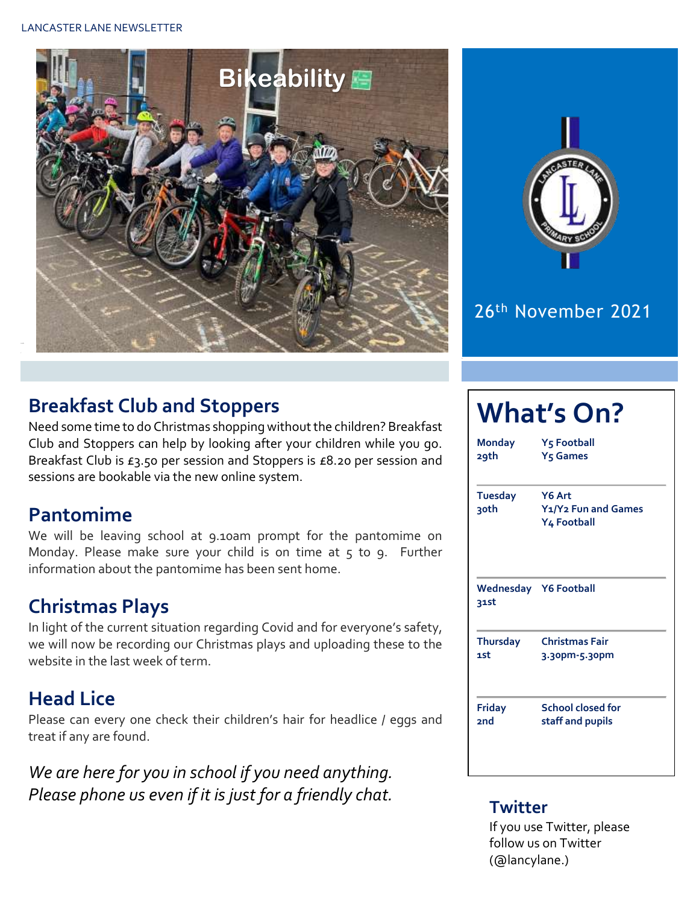LANCASTER LANE NEWSLETTER

Bikeability

26th November 2021

## Breakfast Club and Stoppers

Need some time to do Christmas shopping without the children? Breakfast Club and Stoppers can help by looking after your children while you go. Breakfast Club is £3.50 per session and Stoppers is £8.20 per session and sessions are bookable via the new online system.

## Pantomime

We will be leaving school at 9.10am prompt for the pantomime on Monday. Please make sure your child is on time at 5 to 9. Further information about the pantomime has been sent home.

## Christmas Plays

In light of the current situation regarding Covid and for everyone's safety, we will now be recording our Christmas plays and uploading these to the website in the last week of term.

## Head Lice

Please can every one check their children's hair for headlice / eggs and treat if any are found.

*We are here for you in school if you need anything. Please phone us even if it is just for a friendly chat.*

# What's On?

| Day | Event |
|---|---|
| **Monday 29th** | **Y5 Football**<br>**Y5 Games** |
| **Tuesday 30th** | **Y6 Art**<br>**Y1/Y2 Fun and Games**<br>**Y4 Football** |
| **Wednesday 31st** | **Y6 Football** |
| **Thursday 1st** | **Christmas Fair 3.30pm-5.30pm** |
| **Friday 2nd** | **School closed for staff and pupils** |

## Twitter

If you use Twitter, please follow us on Twitter (@lancylane.)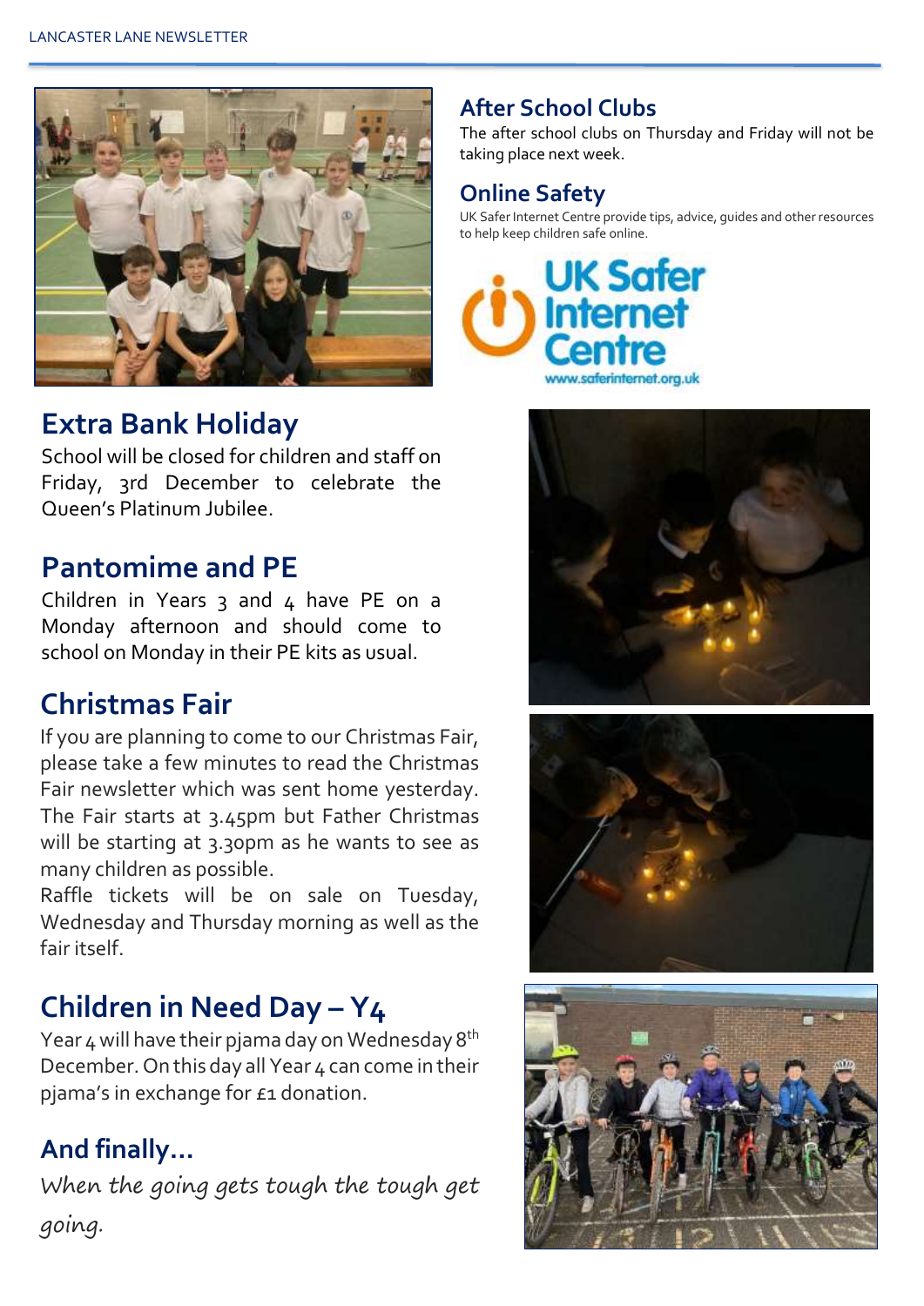## After School Clubs

The after school clubs on Thursday and Friday will not be taking place next week.

## Online Safety

UK Safer Internet Centre provide tips, advice, guides and other resources to help keep children safe online.

## Extra Bank Holiday

School will be closed for children and staff on Friday, 3rd December to celebrate the Queen's Platinum Jubilee.

## Pantomime and PE

Children in Years 3 and 4 have PE on a Monday afternoon and should come to school on Monday in their PE kits as usual.

## Christmas Fair

If you are planning to come to our Christmas Fair, please take a few minutes to read the Christmas Fair newsletter which was sent home yesterday. The Fair starts at 3.45pm but Father Christmas will be starting at 3.30pm as he wants to see as many children as possible.

Raffle tickets will be on sale on Tuesday, Wednesday and Thursday morning as well as the fair itself.

## Children in Need Day – Y4

Year 4 will have their pjama day on Wednesday 8th December. On this day all Year 4 can come in their pjama's in exchange for £1 donation.

## And finally…

*When the going gets tough the tough get going.*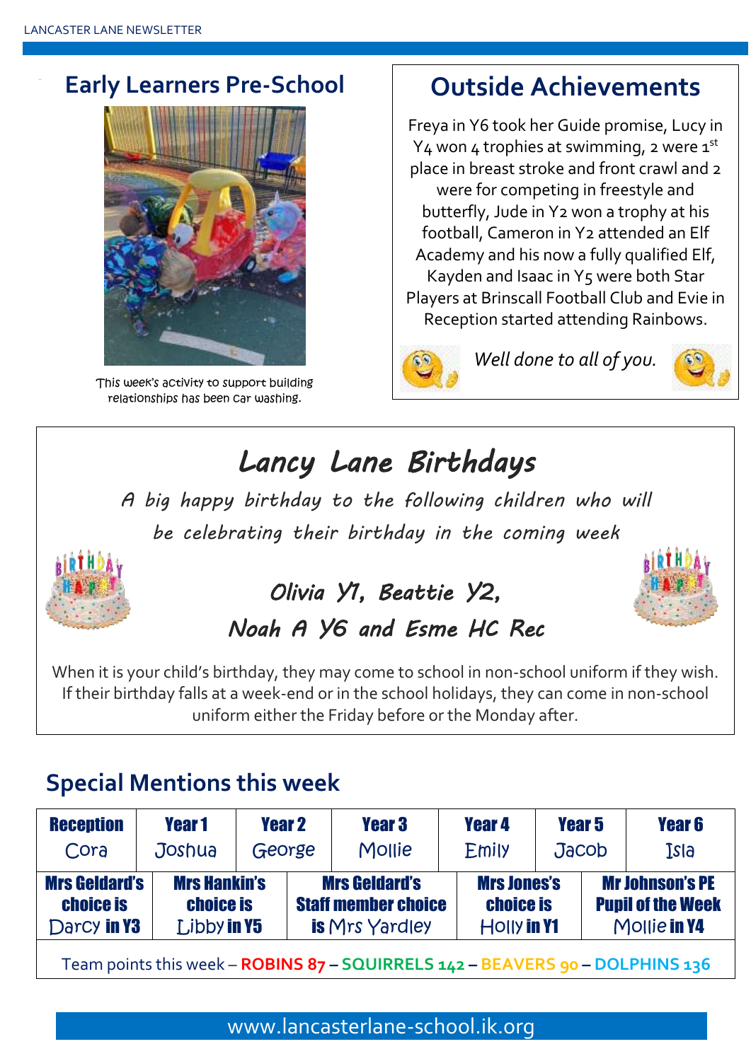## Early Learners Pre-School

This week's activity to support building relationships has been car washing.

## Outside Achievements

Freya in Y6 took her Guide promise, Lucy in Y4 won 4 trophies at swimming, 2 were 1st place in breast stroke and front crawl and 2 were for competing in freestyle and butterfly, Jude in Y2 won a trophy at his football, Cameron in Y2 attended an Elf Academy and his now a fully qualified Elf, Kayden and Isaac in Y5 were both Star Players at Brinscall Football Club and Evie in Reception started attending Rainbows.

*Well done to all of you.*

## Lancy Lane Birthdays

*A big happy birthday to the following children who will be celebrating their birthday in the coming week*

***Olivia Y1, Beattie Y2, Noah A Y6 and Esme HC Rec***

When it is your child's birthday, they may come to school in non-school uniform if they wish. If their birthday falls at a week-end or in the school holidays, they can come in non-school uniform either the Friday before or the Monday after.

## Special Mentions this week

| Reception | Year 1 | Year 2 | Year 3 | Year 4 | Year 5 | Year 6 |
|---|---|---|---|---|---|---|
| Cora | Joshua | George | Mollie | Emily | Jacob | Isla |

| | | | | |
|---|---|---|---|---|
| **Mrs Geldard's choice is** Darcy **in Y3** | **Mrs Hankin's choice is** Libby **in Y5** | **Mrs Geldard's Staff member choice is** Mrs Yardley | **Mrs Jones's choice is** Holly **in Y1** | **Mr Johnson's PE Pupil of the Week** Mollie **in Y4** |

Team points this week – **ROBINS 87** – **SQUIRRELS 142** – **BEAVERS 90** – **DOLPHINS 136**

www.lancasterlane-school.ik.org